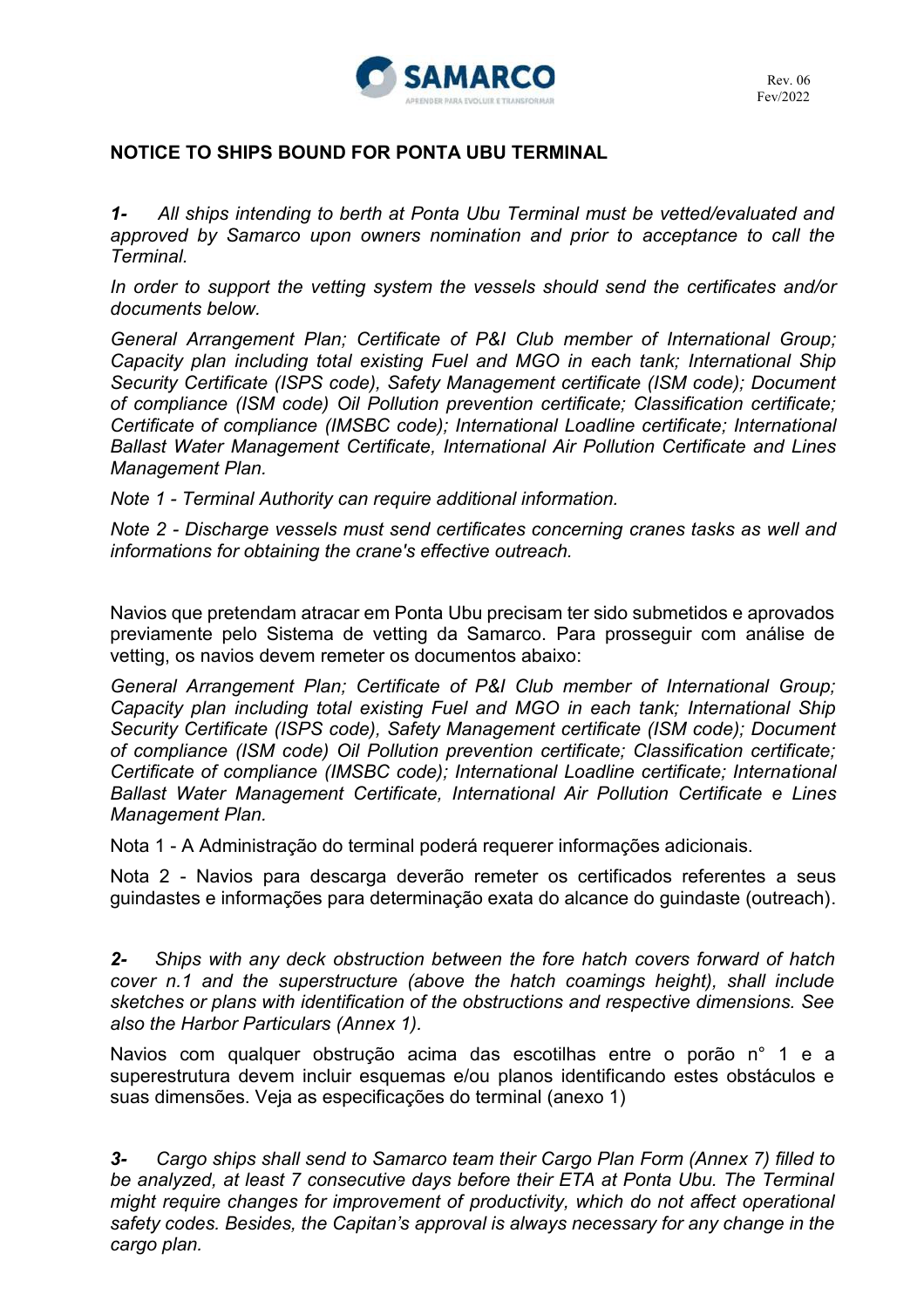# NOTICE TO SHIPS BOUND FOR PONTA UBU TERMINAL

***1-*** *All ships intending to berth at Ponta Ubu Terminal must be vetted/evaluated and approved by Samarco upon owners nomination and prior to acceptance to call the Terminal.*

*In order to support the vetting system the vessels should send the certificates and/or documents below.*

*General Arrangement Plan; Certificate of P&I Club member of International Group; Capacity plan including total existing Fuel and MGO in each tank; International Ship Security Certificate (ISPS code), Safety Management certificate (ISM code); Document of compliance (ISM code) Oil Pollution prevention certificate; Classification certificate; Certificate of compliance (IMSBC code); International Loadline certificate; International Ballast Water Management Certificate, International Air Pollution Certificate and Lines Management Plan.*

*Note 1 - Terminal Authority can require additional information.*

*Note 2 - Discharge vessels must send certificates concerning cranes tasks as well and informations for obtaining the crane's effective outreach.*

Navios que pretendam atracar em Ponta Ubu precisam ter sido submetidos e aprovados previamente pelo Sistema de vetting da Samarco. Para prosseguir com análise de vetting, os navios devem remeter os documentos abaixo:

*General Arrangement Plan; Certificate of P&I Club member of International Group; Capacity plan including total existing Fuel and MGO in each tank; International Ship Security Certificate (ISPS code), Safety Management certificate (ISM code); Document of compliance (ISM code) Oil Pollution prevention certificate; Classification certificate; Certificate of compliance (IMSBC code); International Loadline certificate; International Ballast Water Management Certificate, International Air Pollution Certificate e Lines Management Plan.*

Nota 1 - A Administração do terminal poderá requerer informações adicionais.

Nota 2 - Navios para descarga deverão remeter os certificados referentes a seus guindastes e informações para determinação exata do alcance do guindaste (outreach).

***2-*** *Ships with any deck obstruction between the fore hatch covers forward of hatch cover n.1 and the superstructure (above the hatch coamings height), shall include sketches or plans with identification of the obstructions and respective dimensions. See also the Harbor Particulars (Annex 1).*

Navios com qualquer obstrução acima das escotilhas entre o porão n° 1 e a superestrutura devem incluir esquemas e/ou planos identificando estes obstáculos e suas dimensões. Veja as especificações do terminal (anexo 1)

***3-*** *Cargo ships shall send to Samarco team their Cargo Plan Form (Annex 7) filled to be analyzed, at least 7 consecutive days before their ETA at Ponta Ubu. The Terminal might require changes for improvement of productivity, which do not affect operational safety codes. Besides, the Capitan's approval is always necessary for any change in the cargo plan.*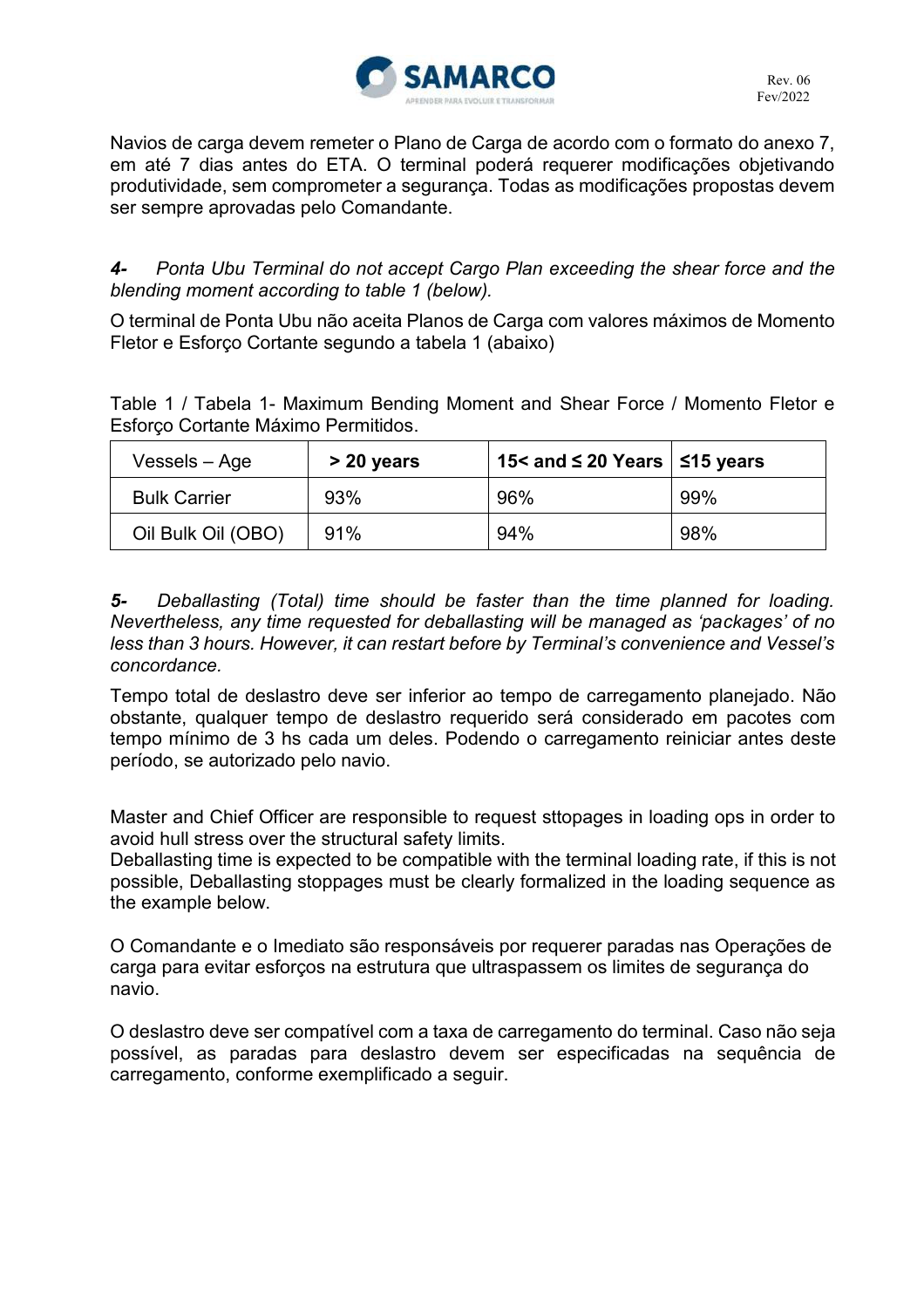Navios de carga devem remeter o Plano de Carga de acordo com o formato do anexo 7, em até 7 dias antes do ETA. O terminal poderá requerer modificações objetivando produtividade, sem comprometer a segurança. Todas as modificações propostas devem ser sempre aprovadas pelo Comandante.

***4-*** *Ponta Ubu Terminal do not accept Cargo Plan exceeding the shear force and the blending moment according to table 1 (below).*

O terminal de Ponta Ubu não aceita Planos de Carga com valores máximos de Momento Fletor e Esforço Cortante segundo a tabela 1 (abaixo)

Table 1 / Tabela 1- Maximum Bending Moment and Shear Force / Momento Fletor e Esforço Cortante Máximo Permitidos.

| Vessels – Age | **> 20 years** | **15< and ≤ 20 Years** | **≤15 years** |
|---|---|---|---|
| Bulk Carrier | 93% | 96% | 99% |
| Oil Bulk Oil (OBO) | 91% | 94% | 98% |

***5-*** *Deballasting (Total) time should be faster than the time planned for loading. Nevertheless, any time requested for deballasting will be managed as 'packages' of no less than 3 hours. However, it can restart before by Terminal's convenience and Vessel's concordance.*

Tempo total de deslastro deve ser inferior ao tempo de carregamento planejado. Não obstante, qualquer tempo de deslastro requerido será considerado em pacotes com tempo mínimo de 3 hs cada um deles. Podendo o carregamento reiniciar antes deste período, se autorizado pelo navio.

Master and Chief Officer are responsible to request sttopages in loading ops in order to avoid hull stress over the structural safety limits.
Deballasting time is expected to be compatible with the terminal loading rate, if this is not possible, Deballasting stoppages must be clearly formalized in the loading sequence as the example below.

O Comandante e o Imediato são responsáveis por requerer paradas nas Operações de carga para evitar esforços na estrutura que ultraspassem os limites de segurança do navio.

O deslastro deve ser compatível com a taxa de carregamento do terminal. Caso não seja possível, as paradas para deslastro devem ser especificadas na sequência de carregamento, conforme exemplificado a seguir.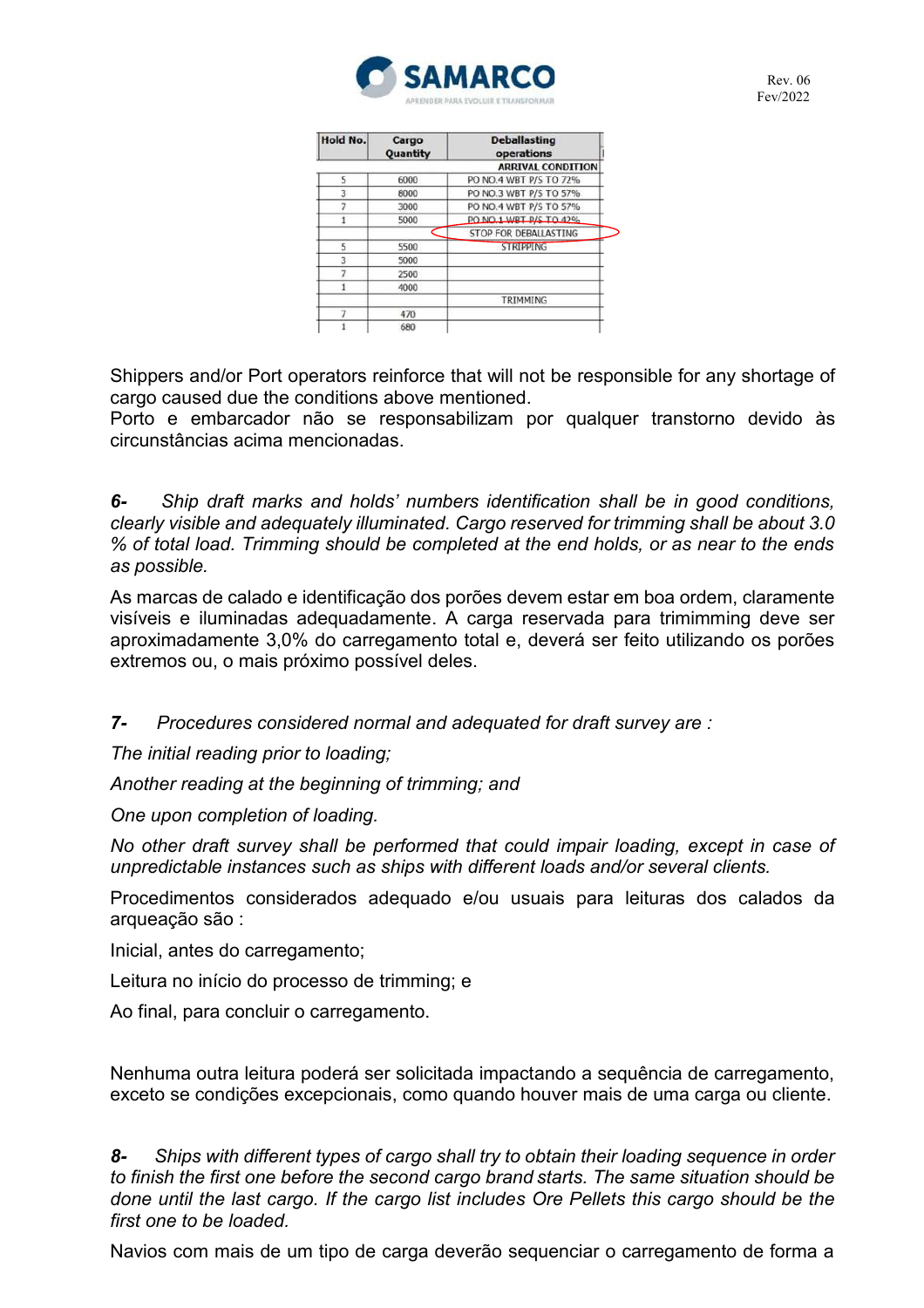| Hold No. | Cargo Quantity | Deballasting operations |
|---|---|---|
| | | ARRIVAL CONDITION |
| 5 | 6000 | PO NO.4 WBT P/S TO 72% |
| 3 | 8000 | PO NO.3 WBT P/S TO 57% |
| 7 | 3000 | PO NO.4 WBT P/S TO 57% |
| 1 | 5000 | PO NO.1 WBT P/S TO 42% |
| | | STOP FOR DEBALLASTING |
| 5 | 5500 | STRIPPING |
| 3 | 5000 | |
| 7 | 2500 | |
| 1 | 4000 | |
| | | TRIMMING |
| 7 | 470 | |
| 1 | 680 | |

Shippers and/or Port operators reinforce that will not be responsible for any shortage of cargo caused due the conditions above mentioned.
Porto e embarcador não se responsabilizam por qualquer transtorno devido às circunstâncias acima mencionadas.

***6-*** *Ship draft marks and holds' numbers identification shall be in good conditions, clearly visible and adequately illuminated. Cargo reserved for trimming shall be about 3.0 % of total load. Trimming should be completed at the end holds, or as near to the ends as possible.*

As marcas de calado e identificação dos porões devem estar em boa ordem, claramente visíveis e iluminadas adequadamente. A carga reservada para trimimming deve ser aproximadamente 3,0% do carregamento total e, deverá ser feito utilizando os porões extremos ou, o mais próximo possível deles.

***7-*** *Procedures considered normal and adequated for draft survey are :*

*The initial reading prior to loading;*

*Another reading at the beginning of trimming; and*

*One upon completion of loading.*

*No other draft survey shall be performed that could impair loading, except in case of unpredictable instances such as ships with different loads and/or several clients.*

Procedimentos considerados adequado e/ou usuais para leituras dos calados da arqueação são :

Inicial, antes do carregamento;

Leitura no início do processo de trimming; e

Ao final, para concluir o carregamento.

Nenhuma outra leitura poderá ser solicitada impactando a sequência de carregamento, exceto se condições excepcionais, como quando houver mais de uma carga ou cliente.

***8-*** *Ships with different types of cargo shall try to obtain their loading sequence in order to finish the first one before the second cargo brand starts. The same situation should be done until the last cargo. If the cargo list includes Ore Pellets this cargo should be the first one to be loaded.*

Navios com mais de um tipo de carga deverão sequenciar o carregamento de forma a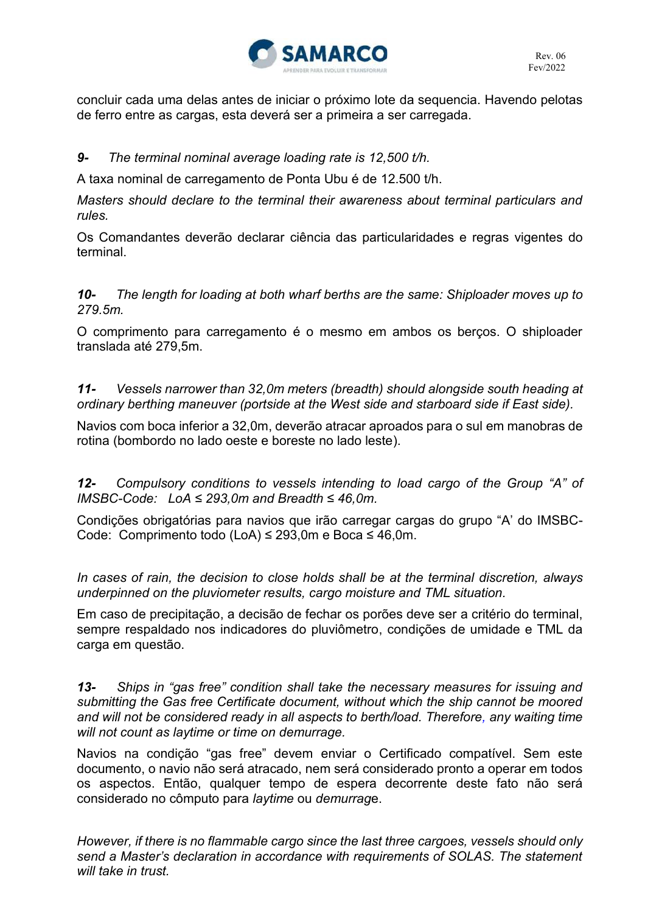concluir cada uma delas antes de iniciar o próximo lote da sequencia. Havendo pelotas de ferro entre as cargas, esta deverá ser a primeira a ser carregada.

***9-*** *The terminal nominal average loading rate is 12,500 t/h.*

A taxa nominal de carregamento de Ponta Ubu é de 12.500 t/h.

*Masters should declare to the terminal their awareness about terminal particulars and rules.*

Os Comandantes deverão declarar ciência das particularidades e regras vigentes do terminal.

***10-*** *The length for loading at both wharf berths are the same: Shiploader moves up to 279.5m.*

O comprimento para carregamento é o mesmo em ambos os berços. O shiploader translada até 279,5m.

***11-*** *Vessels narrower than 32,0m meters (breadth) should alongside south heading at ordinary berthing maneuver (portside at the West side and starboard side if East side).*

Navios com boca inferior a 32,0m, deverão atracar aproados para o sul em manobras de rotina (bombordo no lado oeste e boreste no lado leste).

***12-*** *Compulsory conditions to vessels intending to load cargo of the Group "A" of IMSBC-Code: LoA ≤ 293,0m and Breadth ≤ 46,0m.*

Condições obrigatórias para navios que irão carregar cargas do grupo "A' do IMSBC-Code: Comprimento todo (LoA) ≤ 293,0m e Boca ≤ 46,0m.

*In cases of rain, the decision to close holds shall be at the terminal discretion, always underpinned on the pluviometer results, cargo moisture and TML situation.*

Em caso de precipitação, a decisão de fechar os porões deve ser a critério do terminal, sempre respaldado nos indicadores do pluviômetro, condições de umidade e TML da carga em questão.

***13-*** *Ships in "gas free" condition shall take the necessary measures for issuing and submitting the Gas free Certificate document, without which the ship cannot be moored and will not be considered ready in all aspects to berth/load. Therefore, any waiting time will not count as laytime or time on demurrage.*

Navios na condição "gas free" devem enviar o Certificado compatível. Sem este documento, o navio não será atracado, nem será considerado pronto a operar em todos os aspectos. Então, qualquer tempo de espera decorrente deste fato não será considerado no cômputo para *laytime* ou *demurrage*.

*However, if there is no flammable cargo since the last three cargoes, vessels should only send a Master's declaration in accordance with requirements of SOLAS. The statement will take in trust.*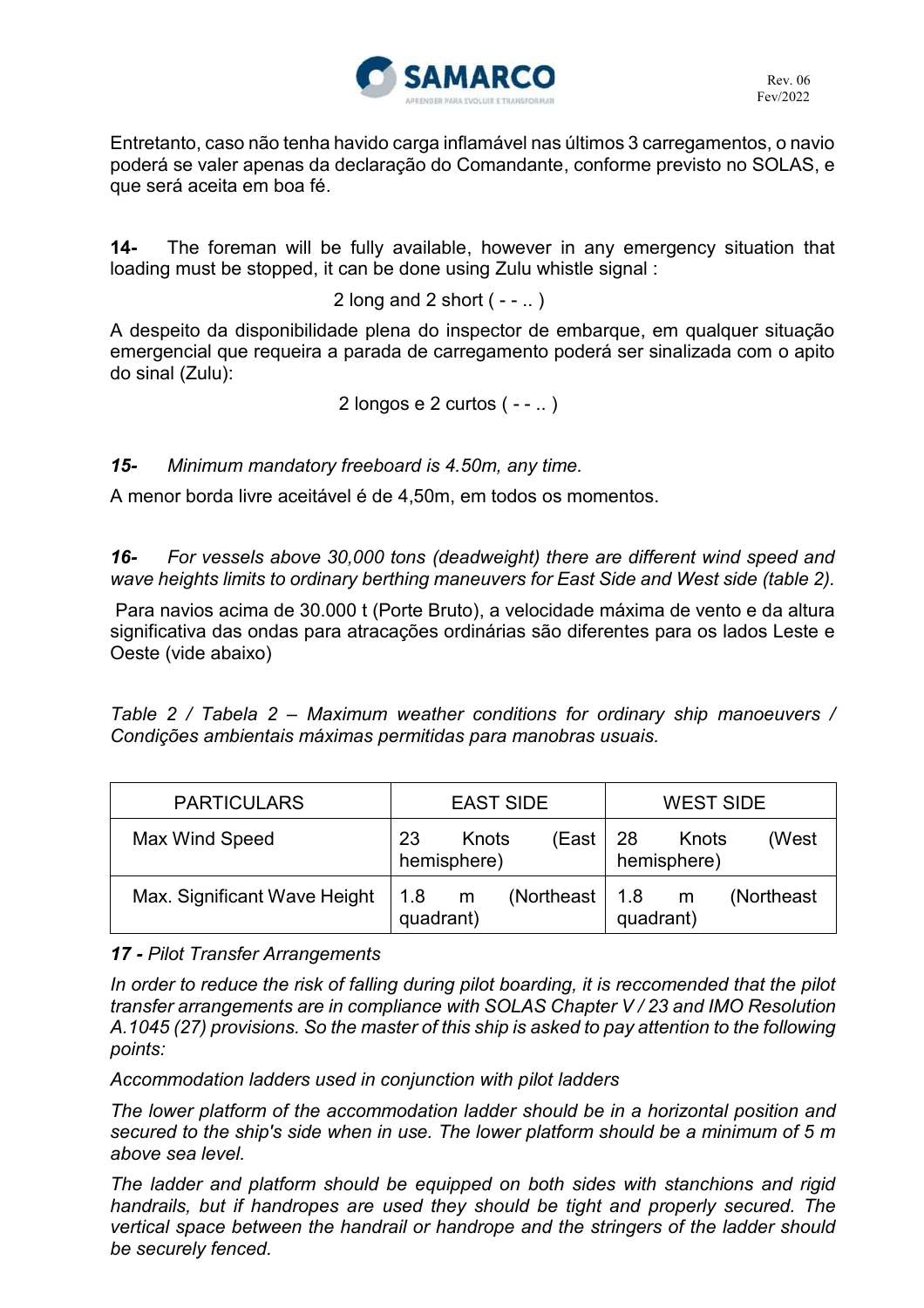Entretanto, caso não tenha havido carga inflamável nas últimos 3 carregamentos, o navio poderá se valer apenas da declaração do Comandante, conforme previsto no SOLAS, e que será aceita em boa fé.

**14-** The foreman will be fully available, however in any emergency situation that loading must be stopped, it can be done using Zulu whistle signal :

2 long and 2 short ( - - .. )

A despeito da disponibilidade plena do inspector de embarque, em qualquer situação emergencial que requeira a parada de carregamento poderá ser sinalizada com o apito do sinal (Zulu):

2 longos e 2 curtos ( - - .. )

***15-*** *Minimum mandatory freeboard is 4.50m, any time.*

A menor borda livre aceitável é de 4,50m, em todos os momentos.

***16-*** *For vessels above 30,000 tons (deadweight) there are different wind speed and wave heights limits to ordinary berthing maneuvers for East Side and West side (table 2).*

Para navios acima de 30.000 t (Porte Bruto), a velocidade máxima de vento e da altura significativa das ondas para atracações ordinárias são diferentes para os lados Leste e Oeste (vide abaixo)

*Table 2 / Tabela 2 – Maximum weather conditions for ordinary ship manoeuvers / Condições ambientais máximas permitidas para manobras usuais.*

| PARTICULARS | EAST SIDE | WEST SIDE |
| --- | --- | --- |
| Max Wind Speed | 23 Knots (East hemisphere) | 28 Knots (West hemisphere) |
| Max. Significant Wave Height | 1.8 m (Northeast quadrant) | 1.8 m (Northeast quadrant) |

***17 -*** *Pilot Transfer Arrangements*

*In order to reduce the risk of falling during pilot boarding, it is reccomended that the pilot transfer arrangements are in compliance with SOLAS Chapter V / 23 and IMO Resolution A.1045 (27) provisions. So the master of this ship is asked to pay attention to the following points:*

*Accommodation ladders used in conjunction with pilot ladders*

*The lower platform of the accommodation ladder should be in a horizontal position and secured to the ship's side when in use. The lower platform should be a minimum of 5 m above sea level.*

*The ladder and platform should be equipped on both sides with stanchions and rigid handrails, but if handropes are used they should be tight and properly secured. The vertical space between the handrail or handrope and the stringers of the ladder should be securely fenced.*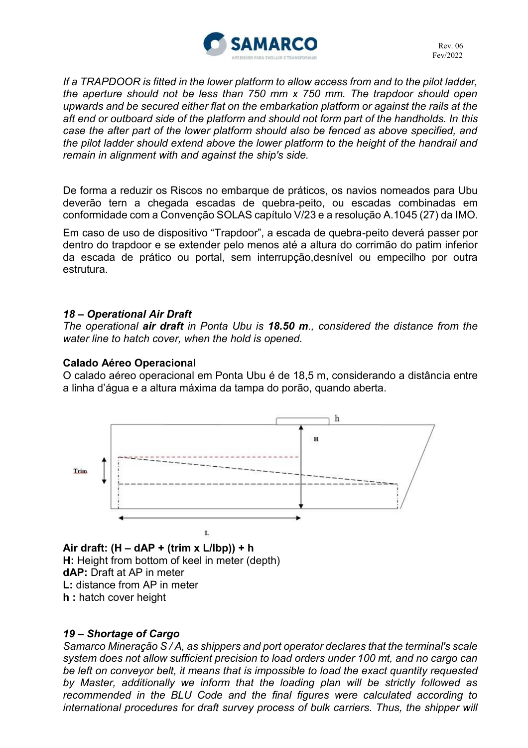*If a TRAPDOOR is fitted in the lower platform to allow access from and to the pilot ladder, the aperture should not be less than 750 mm x 750 mm. The trapdoor should open upwards and be secured either flat on the embarkation platform or against the rails at the aft end or outboard side of the platform and should not form part of the handholds. In this case the after part of the lower platform should also be fenced as above specified, and the pilot ladder should extend above the lower platform to the height of the handrail and remain in alignment with and against the ship's side.*

De forma a reduzir os Riscos no embarque de práticos, os navios nomeados para Ubu deverão tern a chegada escadas de quebra-peito, ou escadas combinadas em conformidade com a Convenção SOLAS capítulo V/23 e a resolução A.1045 (27) da IMO.

Em caso de uso de dispositivo "Trapdoor", a escada de quebra-peito deverá passer por dentro do trapdoor e se extender pelo menos até a altura do corrimão do patim inferior da escada de prático ou portal, sem interrupção,desnível ou empecilho por outra estrutura.

### *18 – Operational Air Draft*

*The operational **air draft** in Ponta Ubu is **18.50 m**., considered the distance from the water line to hatch cover, when the hold is opened.*

### Calado Aéreo Operacional

O calado aéreo operacional em Ponta Ubu é de 18,5 m, considerando a distância entre a linha d'água e a altura máxima da tampa do porão, quando aberta.

**Air draft: (H – dAP + (trim x L/lbp)) + h**

**H:** Height from bottom of keel in meter (depth)
**dAP:** Draft at AP in meter
**L:** distance from AP in meter
**h :** hatch cover height

### *19 – Shortage of Cargo*

*Samarco Mineração S / A, as shippers and port operator declares that the terminal's scale system does not allow sufficient precision to load orders under 100 mt, and no cargo can be left on conveyor belt, it means that is impossible to load the exact quantity requested by Master, additionally we inform that the loading plan will be strictly followed as recommended in the BLU Code and the final figures were calculated according to international procedures for draft survey process of bulk carriers. Thus, the shipper will*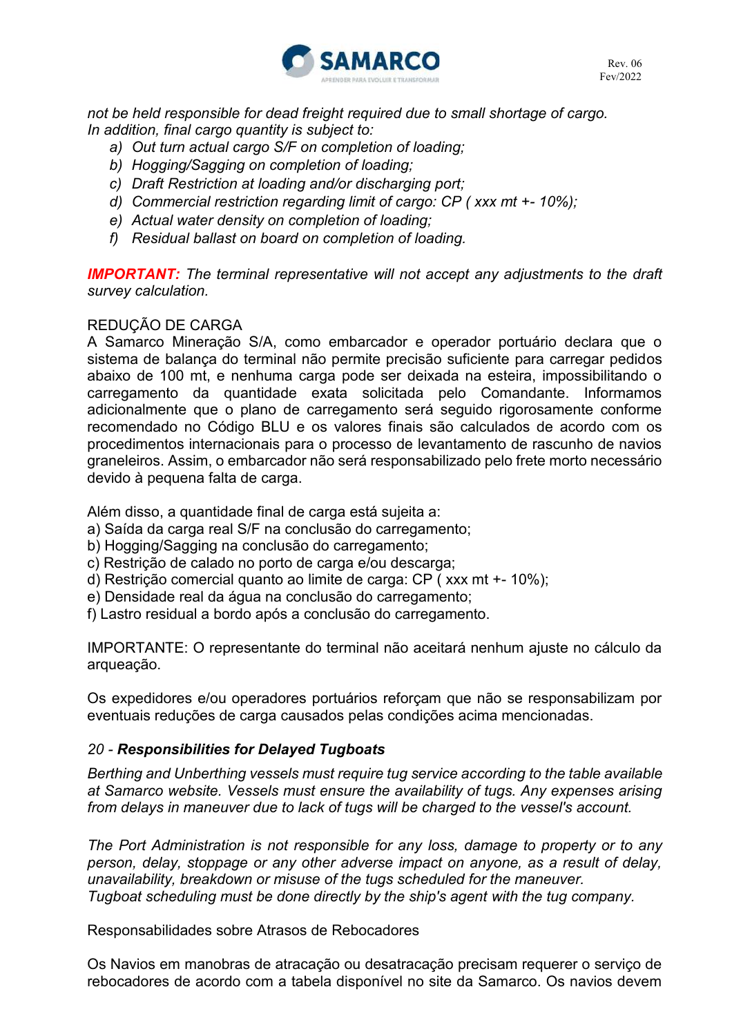*not be held responsible for dead freight required due to small shortage of cargo.*
*In addition, final cargo quantity is subject to:*

a) *Out turn actual cargo S/F on completion of loading;*
b) *Hogging/Sagging on completion of loading;*
c) *Draft Restriction at loading and/or discharging port;*
d) *Commercial restriction regarding limit of cargo: CP ( xxx mt +- 10%);*
e) *Actual water density on completion of loading;*
f) *Residual ballast on board on completion of loading.*

***IMPORTANT:*** *The terminal representative will not accept any adjustments to the draft survey calculation.*

REDUÇÃO DE CARGA
A Samarco Mineração S/A, como embarcador e operador portuário declara que o sistema de balança do terminal não permite precisão suficiente para carregar pedidos abaixo de 100 mt, e nenhuma carga pode ser deixada na esteira, impossibilitando o carregamento da quantidade exata solicitada pelo Comandante. Informamos adicionalmente que o plano de carregamento será seguido rigorosamente conforme recomendado no Código BLU e os valores finais são calculados de acordo com os procedimentos internacionais para o processo de levantamento de rascunho de navios graneleiros. Assim, o embarcador não será responsabilizado pelo frete morto necessário devido à pequena falta de carga.

Além disso, a quantidade final de carga está sujeita a:
a) Saída da carga real S/F na conclusão do carregamento;
b) Hogging/Sagging na conclusão do carregamento;
c) Restrição de calado no porto de carga e/ou descarga;
d) Restrição comercial quanto ao limite de carga: CP ( xxx mt +- 10%);
e) Densidade real da água na conclusão do carregamento;
f) Lastro residual a bordo após a conclusão do carregamento.

IMPORTANTE: O representante do terminal não aceitará nenhum ajuste no cálculo da arqueação.

Os expedidores e/ou operadores portuários reforçam que não se responsabilizam por eventuais reduções de carga causados pelas condições acima mencionadas.

## *20 - **Responsibilities for Delayed Tugboats***

*Berthing and Unberthing vessels must require tug service according to the table available at Samarco website. Vessels must ensure the availability of tugs. Any expenses arising from delays in maneuver due to lack of tugs will be charged to the vessel's account.*

*The Port Administration is not responsible for any loss, damage to property or to any person, delay, stoppage or any other adverse impact on anyone, as a result of delay, unavailability, breakdown or misuse of the tugs scheduled for the maneuver.*
*Tugboat scheduling must be done directly by the ship's agent with the tug company.*

Responsabilidades sobre Atrasos de Rebocadores

Os Navios em manobras de atracação ou desatracação precisam requerer o serviço de rebocadores de acordo com a tabela disponível no site da Samarco. Os navios devem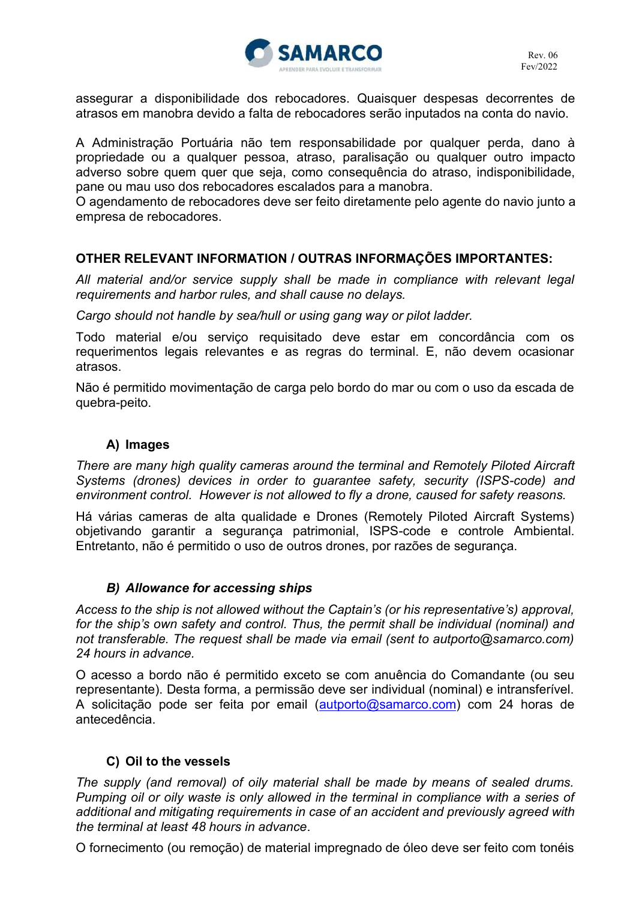assegurar a disponibilidade dos rebocadores. Quaisquer despesas decorrentes de atrasos em manobra devido a falta de rebocadores serão inputados na conta do navio.

A Administração Portuária não tem responsabilidade por qualquer perda, dano à propriedade ou a qualquer pessoa, atraso, paralisação ou qualquer outro impacto adverso sobre quem quer que seja, como consequência do atraso, indisponibilidade, pane ou mau uso dos rebocadores escalados para a manobra.
O agendamento de rebocadores deve ser feito diretamente pelo agente do navio junto a empresa de rebocadores.

**OTHER RELEVANT INFORMATION / OUTRAS INFORMAÇÕES IMPORTANTES:**

*All material and/or service supply shall be made in compliance with relevant legal requirements and harbor rules, and shall cause no delays.*

*Cargo should not handle by sea/hull or using gang way or pilot ladder.*

Todo material e/ou serviço requisitado deve estar em concordância com os requerimentos legais relevantes e as regras do terminal. E, não devem ocasionar atrasos.

Não é permitido movimentação de carga pelo bordo do mar ou com o uso da escada de quebra-peito.

### A) Images

*There are many high quality cameras around the terminal and Remotely Piloted Aircraft Systems (drones) devices in order to guarantee safety, security (ISPS-code) and environment control. However is not allowed to fly a drone, caused for safety reasons.*

Há várias cameras de alta qualidade e Drones (Remotely Piloted Aircraft Systems) objetivando garantir a segurança patrimonial, ISPS-code e controle Ambiental. Entretanto, não é permitido o uso de outros drones, por razões de segurança.

### *B) Allowance for accessing ships*

*Access to the ship is not allowed without the Captain's (or his representative's) approval, for the ship's own safety and control. Thus, the permit shall be individual (nominal) and not transferable. The request shall be made via email (sent to autporto@samarco.com) 24 hours in advance.*

O acesso a bordo não é permitido exceto se com anuência do Comandante (ou seu representante). Desta forma, a permissão deve ser individual (nominal) e intransferível. A solicitação pode ser feita por email (autporto@samarco.com) com 24 horas de antecedência.

### C) Oil to the vessels

*The supply (and removal) of oily material shall be made by means of sealed drums. Pumping oil or oily waste is only allowed in the terminal in compliance with a series of additional and mitigating requirements in case of an accident and previously agreed with the terminal at least 48 hours in advance.*

O fornecimento (ou remoção) de material impregnado de óleo deve ser feito com tonéis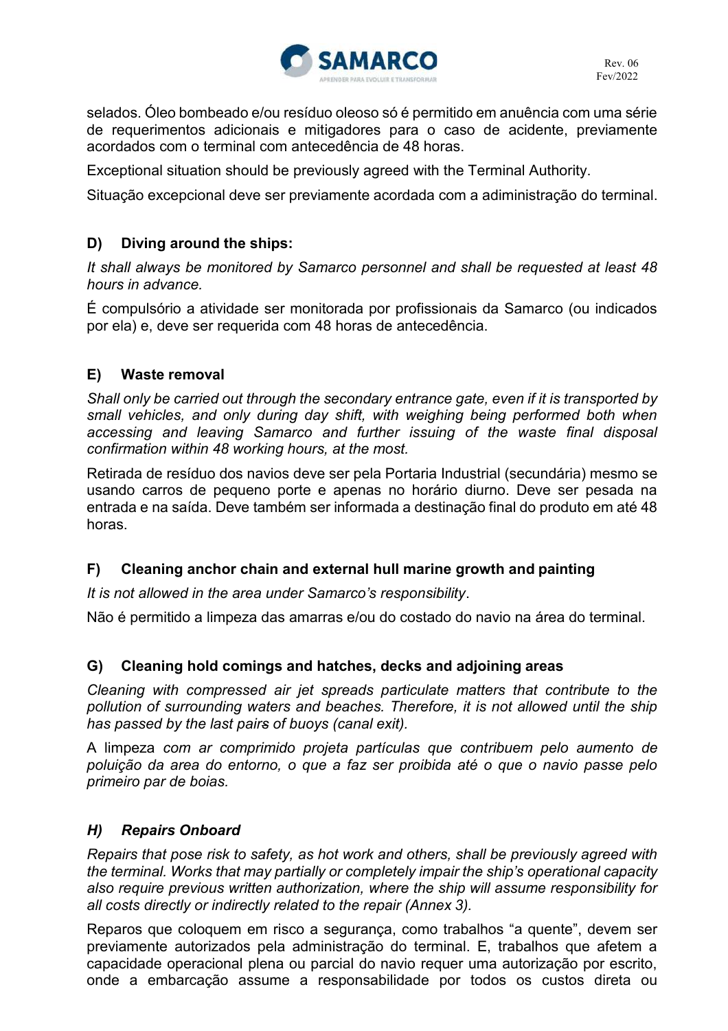selados. Óleo bombeado e/ou resíduo oleoso só é permitido em anuência com uma série de requerimentos adicionais e mitigadores para o caso de acidente, previamente acordados com o terminal com antecedência de 48 horas.

Exceptional situation should be previously agreed with the Terminal Authority.

Situação excepcional deve ser previamente acordada com a adiministração do terminal.

### D) Diving around the ships:

*It shall always be monitored by Samarco personnel and shall be requested at least 48 hours in advance.*

É compulsório a atividade ser monitorada por profissionais da Samarco (ou indicados por ela) e, deve ser requerida com 48 horas de antecedência.

### E) Waste removal

*Shall only be carried out through the secondary entrance gate, even if it is transported by small vehicles, and only during day shift, with weighing being performed both when accessing and leaving Samarco and further issuing of the waste final disposal confirmation within 48 working hours, at the most.*

Retirada de resíduo dos navios deve ser pela Portaria Industrial (secundária) mesmo se usando carros de pequeno porte e apenas no horário diurno. Deve ser pesada na entrada e na saída. Deve também ser informada a destinação final do produto em até 48 horas.

### F) Cleaning anchor chain and external hull marine growth and painting

*It is not allowed in the area under Samarco's responsibility*.

Não é permitido a limpeza das amarras e/ou do costado do navio na área do terminal.

### G) Cleaning hold comings and hatches, decks and adjoining areas

*Cleaning with compressed air jet spreads particulate matters that contribute to the pollution of surrounding waters and beaches. Therefore, it is not allowed until the ship has passed by the last pairs of buoys (canal exit).*

A limpeza *com ar comprimido projeta partículas que contribuem pelo aumento de poluição da area do entorno, o que a faz ser proibida até o que o navio passe pelo primeiro par de boias.*

### *H) Repairs Onboard*

*Repairs that pose risk to safety, as hot work and others, shall be previously agreed with the terminal. Works that may partially or completely impair the ship's operational capacity also require previous written authorization, where the ship will assume responsibility for all costs directly or indirectly related to the repair (Annex 3).*

Reparos que coloquem em risco a segurança, como trabalhos "a quente", devem ser previamente autorizados pela administração do terminal. E, trabalhos que afetem a capacidade operacional plena ou parcial do navio requer uma autorização por escrito, onde a embarcação assume a responsabilidade por todos os custos direta ou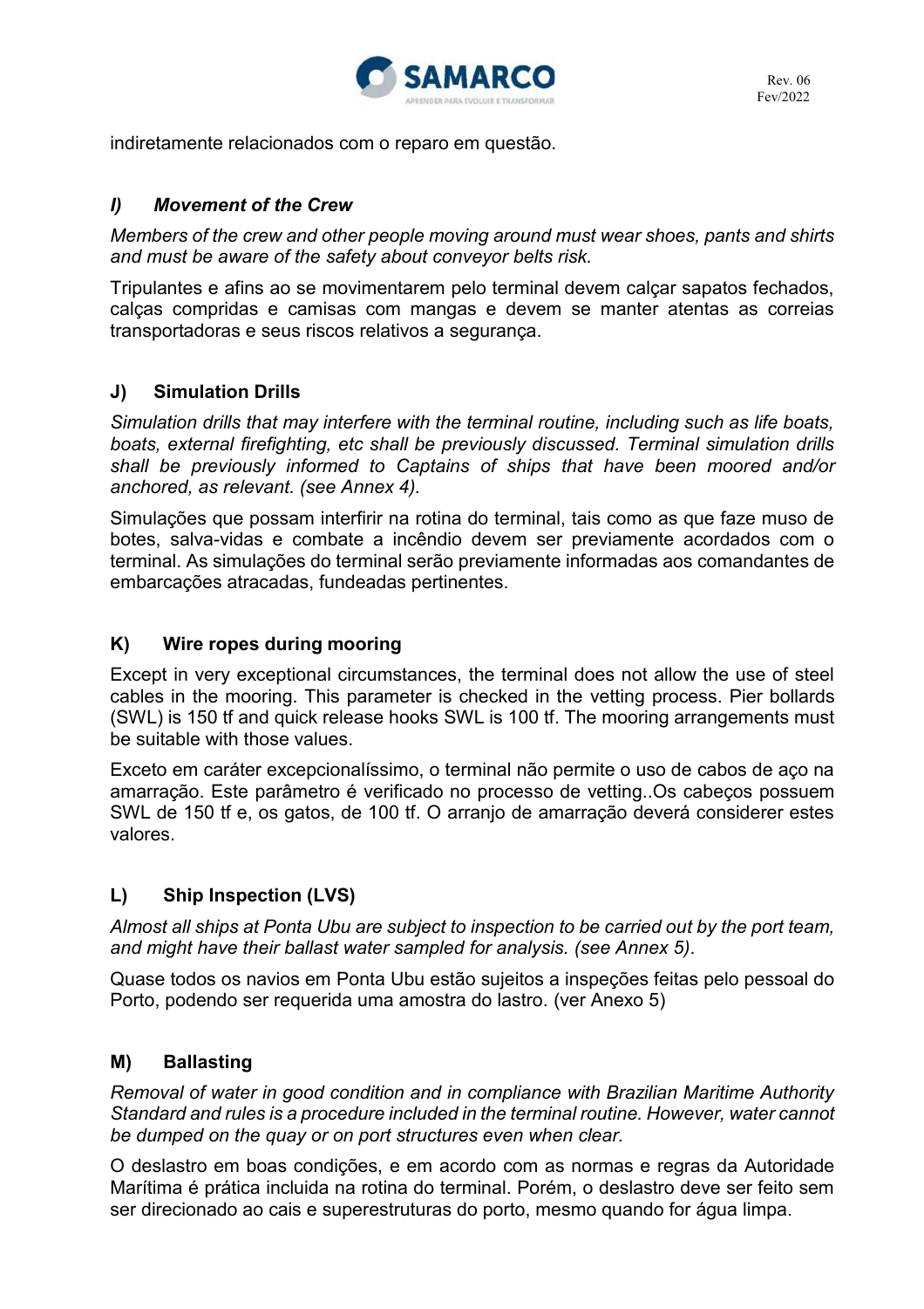indiretamente relacionados com o reparo em questão.

### *I) Movement of the Crew*

*Members of the crew and other people moving around must wear shoes, pants and shirts and must be aware of the safety about conveyor belts risk.*

Tripulantes e afins ao se movimentarem pelo terminal devem calçar sapatos fechados, calças compridas e camisas com mangas e devem se manter atentas as correias transportadoras e seus riscos relativos a segurança.

### J) Simulation Drills

*Simulation drills that may interfere with the terminal routine, including such as life boats, boats, external firefighting, etc shall be previously discussed. Terminal simulation drills shall be previously informed to Captains of ships that have been moored and/or anchored, as relevant. (see Annex 4).*

Simulações que possam interfirir na rotina do terminal, tais como as que faze muso de botes, salva-vidas e combate a incêndio devem ser previamente acordados com o terminal. As simulações do terminal serão previamente informadas aos comandantes de embarcações atracadas, fundeadas pertinentes.

### K) Wire ropes during mooring

Except in very exceptional circumstances, the terminal does not allow the use of steel cables in the mooring. This parameter is checked in the vetting process. Pier bollards (SWL) is 150 tf and quick release hooks SWL is 100 tf. The mooring arrangements must be suitable with those values.

Exceto em caráter excepcionalíssimo, o terminal não permite o uso de cabos de aço na amarração. Este parâmetro é verificado no processo de vetting..Os cabeços possuem SWL de 150 tf e, os gatos, de 100 tf. O arranjo de amarração deverá considerer estes valores.

### L) Ship Inspection (LVS)

*Almost all ships at Ponta Ubu are subject to inspection to be carried out by the port team, and might have their ballast water sampled for analysis. (see Annex 5).*

Quase todos os navios em Ponta Ubu estão sujeitos a inspeções feitas pelo pessoal do Porto, podendo ser requerida uma amostra do lastro. (ver Anexo 5)

### M) Ballasting

*Removal of water in good condition and in compliance with Brazilian Maritime Authority Standard and rules is a procedure included in the terminal routine. However, water cannot be dumped on the quay or on port structures even when clear.*

O deslastro em boas condições, e em acordo com as normas e regras da Autoridade Marítima é prática incluida na rotina do terminal. Porém, o deslastro deve ser feito sem ser direcionado ao cais e superestruturas do porto, mesmo quando for água limpa.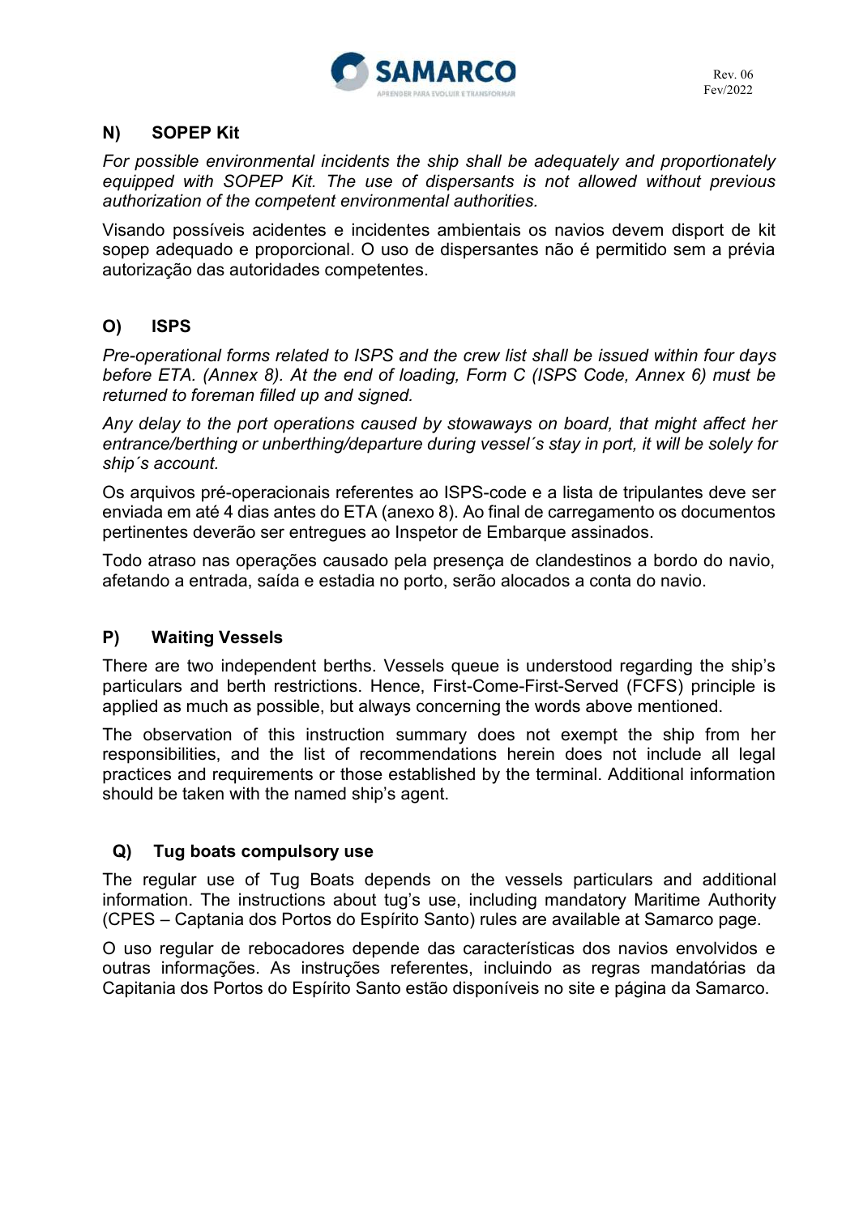## N) SOPEP Kit

*For possible environmental incidents the ship shall be adequately and proportionately equipped with SOPEP Kit. The use of dispersants is not allowed without previous authorization of the competent environmental authorities.*

Visando possíveis acidentes e incidentes ambientais os navios devem disport de kit sopep adequado e proporcional. O uso de dispersantes não é permitido sem a prévia autorização das autoridades competentes.

## O) ISPS

*Pre-operational forms related to ISPS and the crew list shall be issued within four days before ETA. (Annex 8). At the end of loading, Form C (ISPS Code, Annex 6) must be returned to foreman filled up and signed.*

*Any delay to the port operations caused by stowaways on board, that might affect her entrance/berthing or unberthing/departure during vessel´s stay in port, it will be solely for ship´s account.*

Os arquivos pré-operacionais referentes ao ISPS-code e a lista de tripulantes deve ser enviada em até 4 dias antes do ETA (anexo 8). Ao final de carregamento os documentos pertinentes deverão ser entregues ao Inspetor de Embarque assinados.

Todo atraso nas operações causado pela presença de clandestinos a bordo do navio, afetando a entrada, saída e estadia no porto, serão alocados a conta do navio.

## P) Waiting Vessels

There are two independent berths. Vessels queue is understood regarding the ship's particulars and berth restrictions. Hence, First-Come-First-Served (FCFS) principle is applied as much as possible, but always concerning the words above mentioned.

The observation of this instruction summary does not exempt the ship from her responsibilities, and the list of recommendations herein does not include all legal practices and requirements or those established by the terminal. Additional information should be taken with the named ship's agent.

## Q) Tug boats compulsory use

The regular use of Tug Boats depends on the vessels particulars and additional information. The instructions about tug's use, including mandatory Maritime Authority (CPES – Captania dos Portos do Espírito Santo) rules are available at Samarco page.

O uso regular de rebocadores depende das características dos navios envolvidos e outras informações. As instruções referentes, incluindo as regras mandatórias da Capitania dos Portos do Espírito Santo estão disponíveis no site e página da Samarco.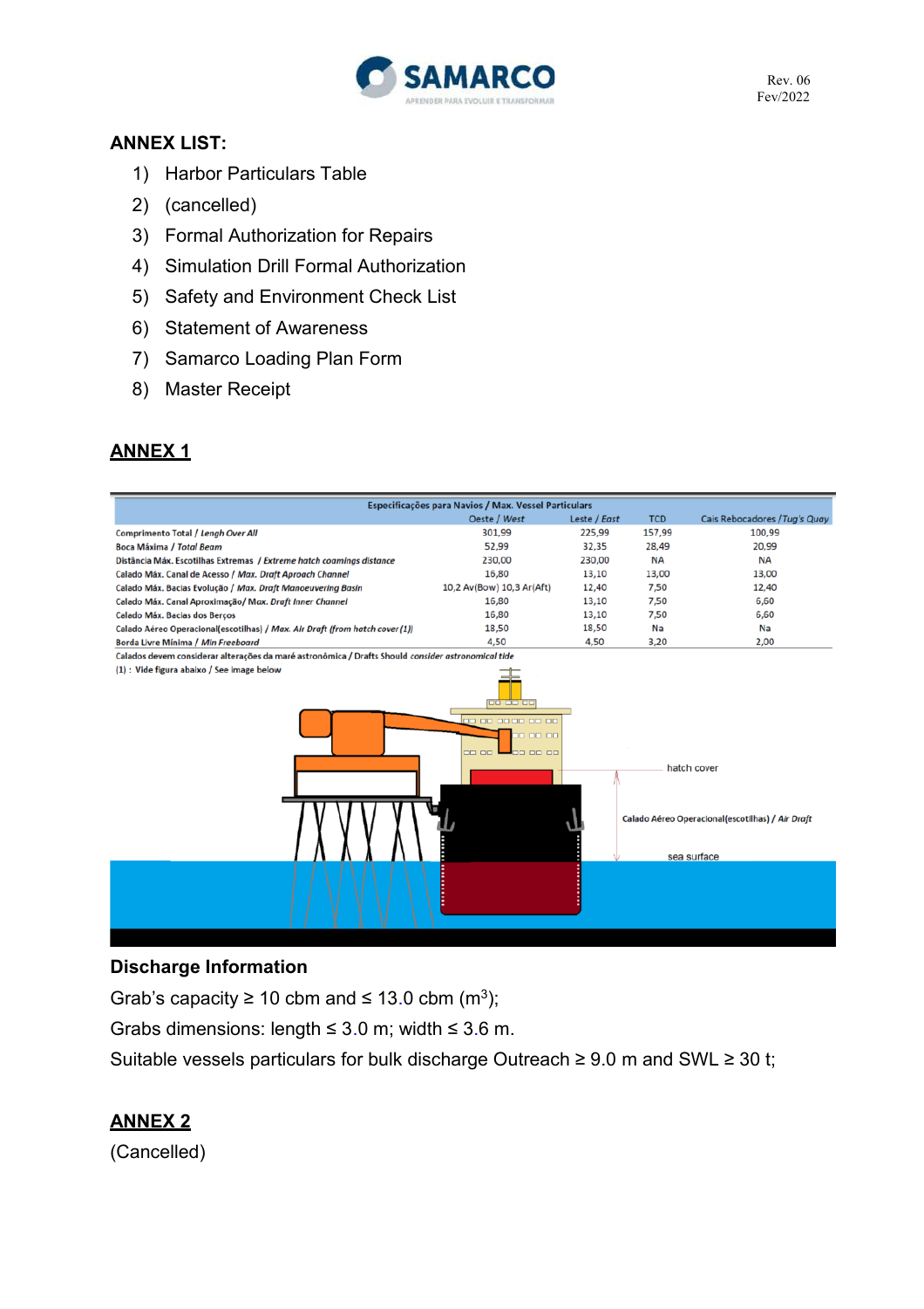## ANNEX LIST:

1) Harbor Particulars Table
2) (cancelled)
3) Formal Authorization for Repairs
4) Simulation Drill Formal Authorization
5) Safety and Environment Check List
6) Statement of Awareness
7) Samarco Loading Plan Form
8) Master Receipt

## ANNEX 1

| Especificações para Navios / *Max. Vessel Particulars* | Oeste / *West* | Leste / *East* | TCD | Cais Rebocadores / *Tug's Quay* |
|---|---|---|---|---|
| Comprimento Total / *Lengh Over All* | 301,99 | 225,99 | 157,99 | 100,99 |
| Boca Máxima / *Total Beam* | 52,99 | 32,35 | 28,49 | 20,99 |
| Distância Máx. Escotilhas Extremas / *Extreme hatch coamings distance* | 230,00 | 230,00 | NA | NA |
| Calado Máx. Canal de Acesso / *Max. Draft Aproach Channel* | 16,80 | 13,10 | 13,00 | 13,00 |
| Calado Máx. Bacias Evolução / *Max. Draft Manoeuvering Basin* | 10,2 Av(Bow) 10,3 Ar(Aft) | 12,40 | 7,50 | 12,40 |
| Caledo Máx. Canal Aproximação/ *Max. Draft Inner Channel* | 16,80 | 13,10 | 7,50 | 6,60 |
| Caledo Máx. Bacias dos Berços | 16,80 | 13,10 | 7,50 | 6,60 |
| Calado Aéreo Operacional(escotilhas) / *Max. Air Draft (from hatch cover (1))* | 18,50 | 18,50 | Na | Na |
| Borda Livre Mínima / *Min Freeboard* | 4,50 | 4,50 | 3,20 | 2,00 |

Calados devem considerar alterações da maré astronômica / Drafts Should *consider astronomical tide*

(1) : Vide figura abaixo / See image below

hatch cover

Calado Aéreo Operacional(escotilhas) / *Air Draft*

sea surface

### Discharge Information

Grab's capacity ≥ 10 cbm and ≤ 13.0 cbm ($m^3$);

Grabs dimensions: length ≤ 3.0 m; width ≤ 3.6 m.

Suitable vessels particulars for bulk discharge Outreach ≥ 9.0 m and SWL ≥ 30 t;

## ANNEX 2

(Cancelled)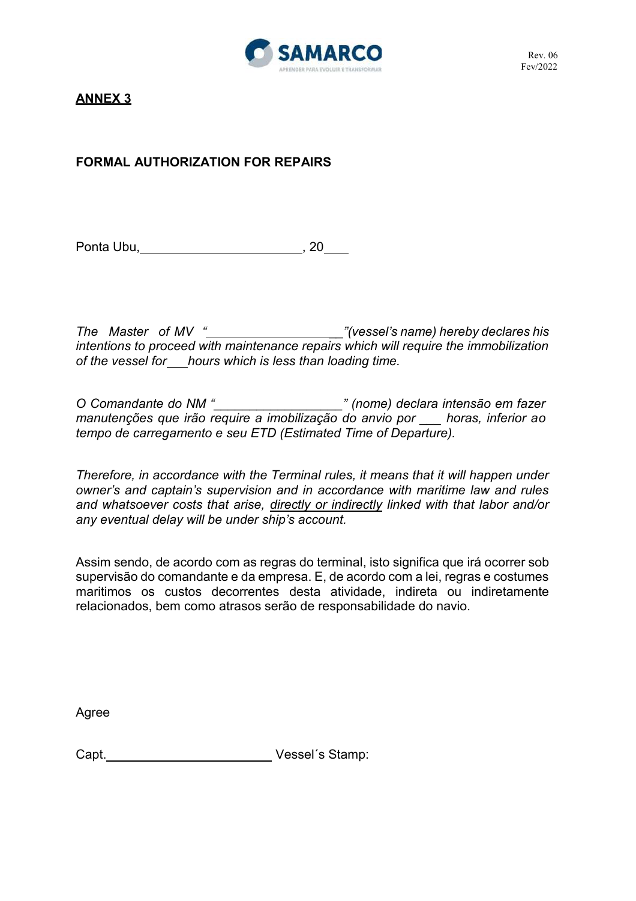**ANNEX 3**

**FORMAL AUTHORIZATION FOR REPAIRS**

Ponta Ubu, \_\_\_\_\_\_\_\_\_\_\_\_\_\_\_\_\_\_\_\_\_\_\_, 20\_\_\_\_

*The Master of MV "\_\_\_\_\_\_\_\_\_\_\_\_\_\_\_\_\_\_\_\_"(vessel's name) hereby declares his intentions to proceed with maintenance repairs which will require the immobilization of the vessel for \_\_\_hours which is less than loading time.*

*O Comandante do NM "\_\_\_\_\_\_\_\_\_\_\_\_\_\_\_\_\_\_" (nome) declara intensão em fazer manutenções que irão require a imobilização do anvio por \_\_\_ horas, inferior ao tempo de carregamento e seu ETD (Estimated Time of Departure).*

*Therefore, in accordance with the Terminal rules, it means that it will happen under owner's and captain's supervision and in accordance with maritime law and rules and whatsoever costs that arise, <u>directly or indirectly</u> linked with that labor and/or any eventual delay will be under ship's account.*

Assim sendo, de acordo com as regras do terminal, isto significa que irá ocorrer sob supervisão do comandante e da empresa. E, de acordo com a lei, regras e costumes maritimos os custos decorrentes desta atividade, indireta ou indiretamente relacionados, bem como atrasos serão de responsabilidade do navio.

Agree

Capt.\_\_\_\_\_\_\_\_\_\_\_\_\_\_\_\_\_\_\_\_\_\_\_\_ Vessel´s Stamp: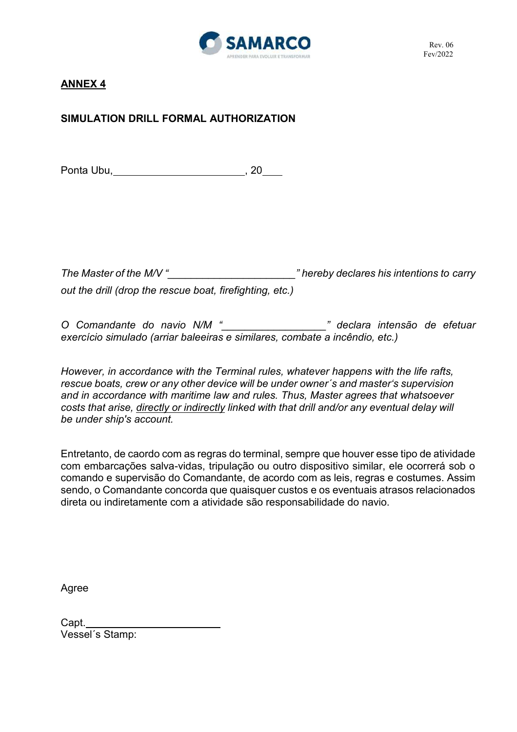**ANNEX 4**

**SIMULATION DRILL FORMAL AUTHORIZATION**

Ponta Ubu,______________________, 20___

*The Master of the M/V "_____________________" hereby declares his intentions to carry out the drill (drop the rescue boat, firefighting, etc.)*

*O Comandante do navio N/M "_________________" declara intensão de efetuar exercício simulado (arriar baleeiras e similares, combate a incêndio, etc.)*

*However, in accordance with the Terminal rules, whatever happens with the life rafts, rescue boats, crew or any other device will be under owner´s and master's supervision and in accordance with maritime law and rules. Thus, Master agrees that whatsoever costs that arise, <u>directly or indirectly</u> linked with that drill and/or any eventual delay will be under ship's account.*

Entretanto, de caordo com as regras do terminal, sempre que houver esse tipo de atividade com embarcações salva-vidas, tripulação ou outro dispositivo similar, ele ocorrerá sob o comando e supervisão do Comandante, de acordo com as leis, regras e costumes. Assim sendo, o Comandante concorda que quaisquer custos e os eventuais atrasos relacionados direta ou indiretamente com a atividade são responsabilidade do navio.

Agree

Capt.______________________

Vessel´s Stamp: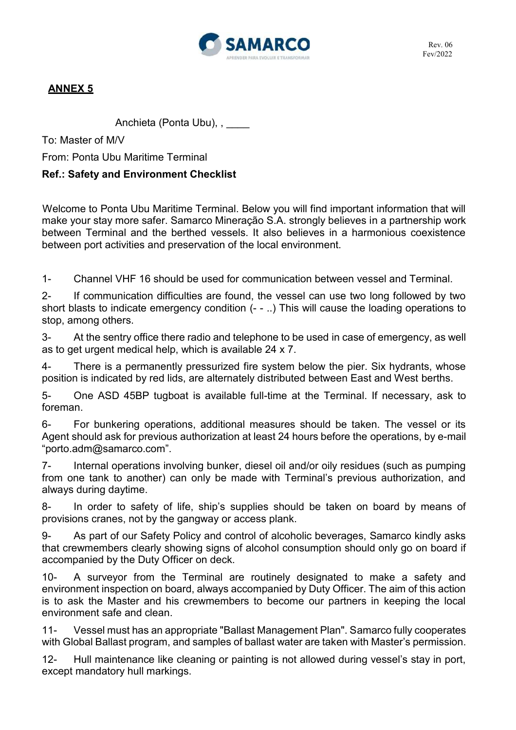## ANNEX 5

Anchieta (Ponta Ubu), , ____

To: Master of M/V

From: Ponta Ubu Maritime Terminal

**Ref.: Safety and Environment Checklist**

Welcome to Ponta Ubu Maritime Terminal. Below you will find important information that will make your stay more safer. Samarco Mineração S.A. strongly believes in a partnership work between Terminal and the berthed vessels. It also believes in a harmonious coexistence between port activities and preservation of the local environment.

1- Channel VHF 16 should be used for communication between vessel and Terminal.

2- If communication difficulties are found, the vessel can use two long followed by two short blasts to indicate emergency condition (- - ..) This will cause the loading operations to stop, among others.

3- At the sentry office there radio and telephone to be used in case of emergency, as well as to get urgent medical help, which is available 24 x 7.

4- There is a permanently pressurized fire system below the pier. Six hydrants, whose position is indicated by red lids, are alternately distributed between East and West berths.

5- One ASD 45BP tugboat is available full-time at the Terminal. If necessary, ask to foreman.

6- For bunkering operations, additional measures should be taken. The vessel or its Agent should ask for previous authorization at least 24 hours before the operations, by e-mail "porto.adm@samarco.com".

7- Internal operations involving bunker, diesel oil and/or oily residues (such as pumping from one tank to another) can only be made with Terminal's previous authorization, and always during daytime.

8- In order to safety of life, ship's supplies should be taken on board by means of provisions cranes, not by the gangway or access plank.

9- As part of our Safety Policy and control of alcoholic beverages, Samarco kindly asks that crewmembers clearly showing signs of alcohol consumption should only go on board if accompanied by the Duty Officer on deck.

10- A surveyor from the Terminal are routinely designated to make a safety and environment inspection on board, always accompanied by Duty Officer. The aim of this action is to ask the Master and his crewmembers to become our partners in keeping the local environment safe and clean.

11- Vessel must has an appropriate "Ballast Management Plan". Samarco fully cooperates with Global Ballast program, and samples of ballast water are taken with Master's permission.

12- Hull maintenance like cleaning or painting is not allowed during vessel's stay in port, except mandatory hull markings.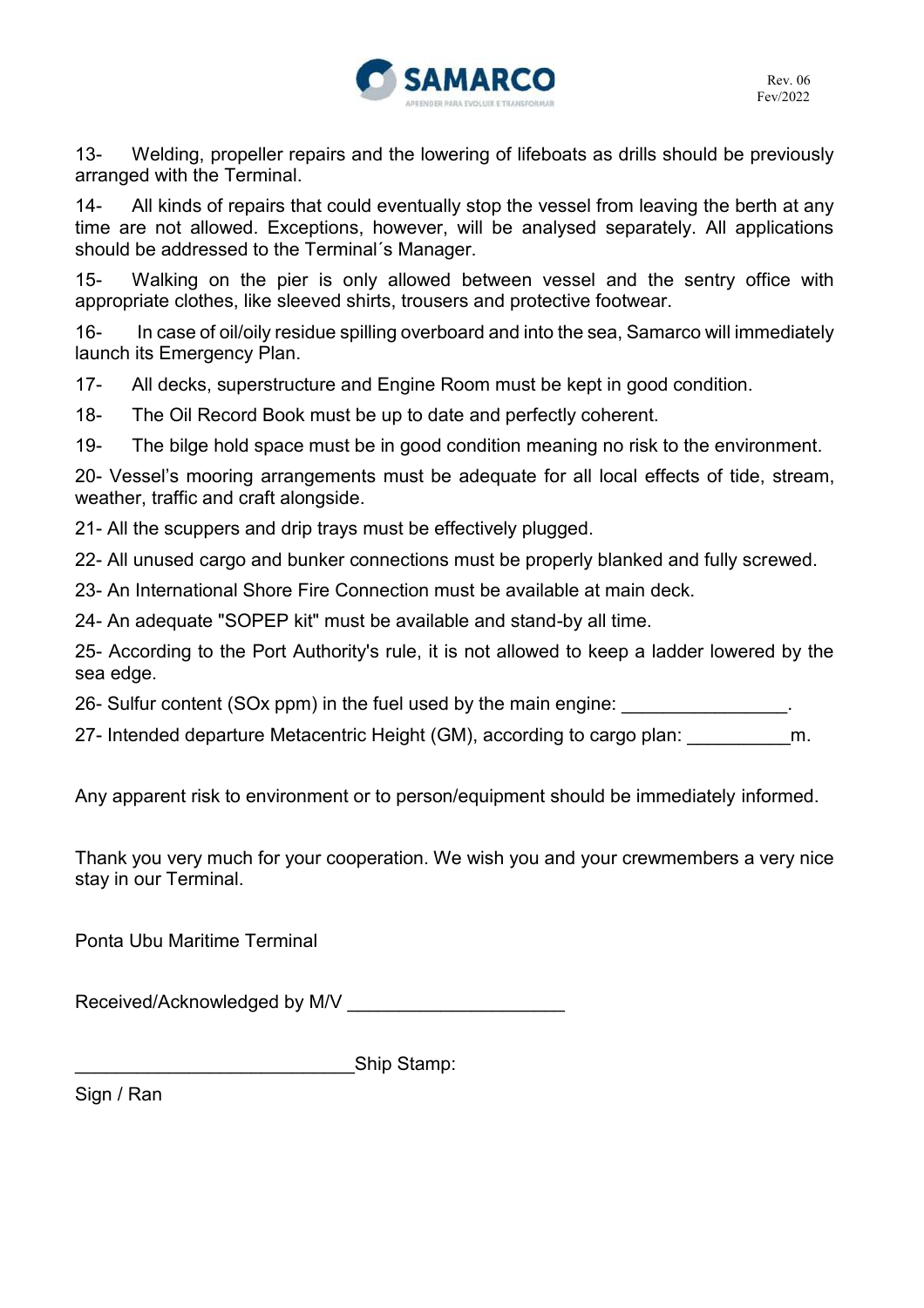13- Welding, propeller repairs and the lowering of lifeboats as drills should be previously arranged with the Terminal.

14- All kinds of repairs that could eventually stop the vessel from leaving the berth at any time are not allowed. Exceptions, however, will be analysed separately. All applications should be addressed to the Terminal´s Manager.

15- Walking on the pier is only allowed between vessel and the sentry office with appropriate clothes, like sleeved shirts, trousers and protective footwear.

16- In case of oil/oily residue spilling overboard and into the sea, Samarco will immediately launch its Emergency Plan.

17- All decks, superstructure and Engine Room must be kept in good condition.

18- The Oil Record Book must be up to date and perfectly coherent.

19- The bilge hold space must be in good condition meaning no risk to the environment.

20- Vessel's mooring arrangements must be adequate for all local effects of tide, stream, weather, traffic and craft alongside.

21- All the scuppers and drip trays must be effectively plugged.

22- All unused cargo and bunker connections must be properly blanked and fully screwed.

23- An International Shore Fire Connection must be available at main deck.

24- An adequate "SOPEP kit" must be available and stand-by all time.

25- According to the Port Authority's rule, it is not allowed to keep a ladder lowered by the sea edge.

26- Sulfur content (SOx ppm) in the fuel used by the main engine: ________________.

27- Intended departure Metacentric Height (GM), according to cargo plan: __________m.

Any apparent risk to environment or to person/equipment should be immediately informed.

Thank you very much for your cooperation. We wish you and your crewmembers a very nice stay in our Terminal.

Ponta Ubu Maritime Terminal

Received/Acknowledged by M/V _____________________

___________________________Ship Stamp:

Sign / Ran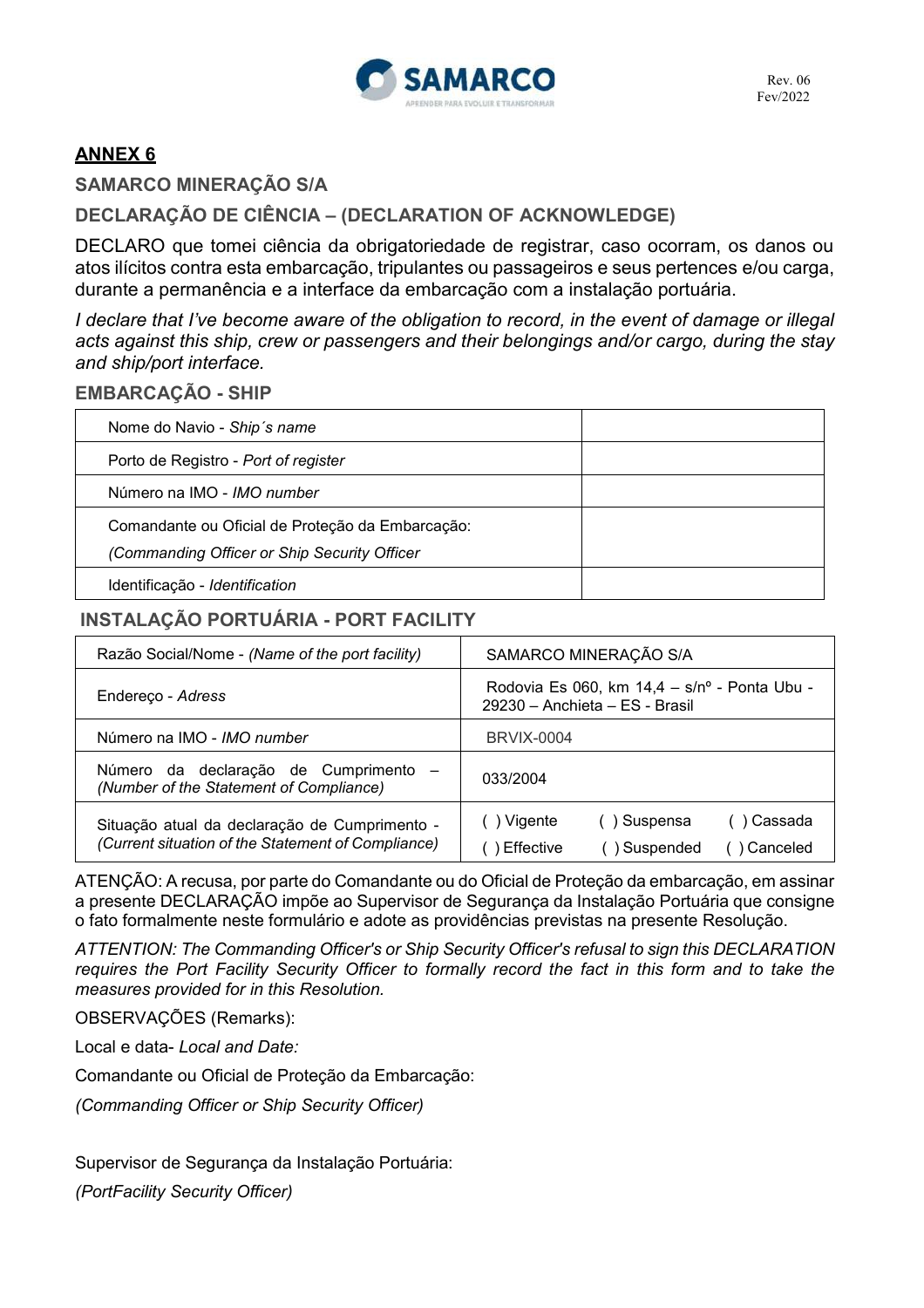## ANNEX 6

### SAMARCO MINERAÇÃO S/A

### DECLARAÇÃO DE CIÊNCIA – (DECLARATION OF ACKNOWLEDGE)

DECLARO que tomei ciência da obrigatoriedade de registrar, caso ocorram, os danos ou atos ilícitos contra esta embarcação, tripulantes ou passageiros e seus pertences e/ou carga, durante a permanência e a interface da embarcação com a instalação portuária.

*I declare that I've become aware of the obligation to record, in the event of damage or illegal acts against this ship, crew or passengers and their belongings and/or cargo, during the stay and ship/port interface.*

### EMBARCAÇÃO - SHIP

| | |
|---|---|
| Nome do Navio - *Ship´s name* | |
| Porto de Registro - *Port of register* | |
| Número na IMO - *IMO number* | |
| Comandante ou Oficial de Proteção da Embarcação: *(Commanding Officer or Ship Security Officer* | |
| Identificação - *Identification* | |

### INSTALAÇÃO PORTUÁRIA - PORT FACILITY

| | | | |
|---|---|---|---|
| Razão Social/Nome - *(Name of the port facility)* | SAMARCO MINERAÇÃO S/A | | |
| Endereço - *Adress* | Rodovia Es 060, km 14,4 – s/nº - Ponta Ubu - 29230 – Anchieta – ES - Brasil | | |
| Número na IMO - *IMO number* | BRVIX-0004 | | |
| Número da declaração de Cumprimento – *(Number of the Statement of Compliance)* | 033/2004 | | |
| Situação atual da declaração de Cumprimento - *(Current situation of the Statement of Compliance)* | ( ) Vigente<br>( ) Effective | ( ) Suspensa<br>( ) Suspended | ( ) Cassada<br>( ) Canceled |

ATENÇÃO: A recusa, por parte do Comandante ou do Oficial de Proteção da embarcação, em assinar a presente DECLARAÇÃO impõe ao Supervisor de Segurança da Instalação Portuária que consigne o fato formalmente neste formulário e adote as providências previstas na presente Resolução.

*ATTENTION: The Commanding Officer's or Ship Security Officer's refusal to sign this DECLARATION requires the Port Facility Security Officer to formally record the fact in this form and to take the measures provided for in this Resolution.*

OBSERVAÇÕES (Remarks):

Local e data- *Local and Date:*

Comandante ou Oficial de Proteção da Embarcação:

*(Commanding Officer or Ship Security Officer)*

Supervisor de Segurança da Instalação Portuária:

*(PortFacility Security Officer)*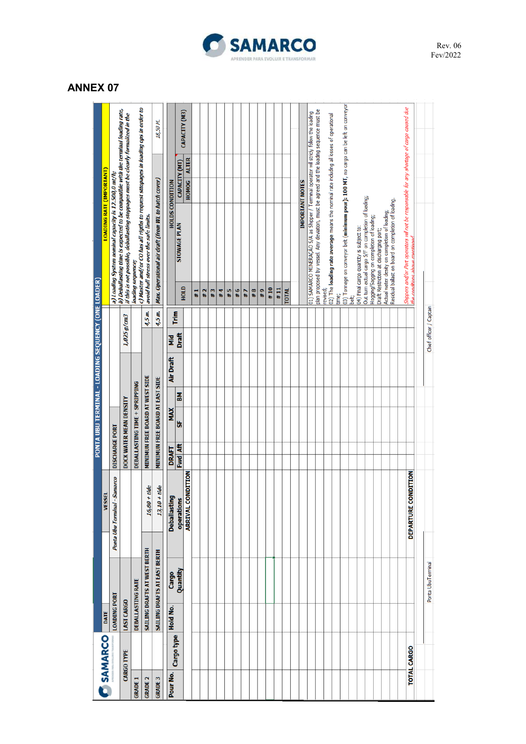# ANNEX 07

## PONTA UBU TERMINAL - LOADING SEQUENCY (ONE LOADER)

| | | |
|---|---|---|
| DATE | VESSEL | |
| LOADING PORT | Ponta Ubu Terminal - Samarco | DISCHARGE PORT |
| LAST CARGO | | DOCK WATER MEAN DENSITY: 1,025 g/cm3 |
| DEBALLASTING RATE | | DEBALLASTING TIME + SPRIPPING |
| SAILING DRAFTS AT WEST BERTH | 16,80 + tide | MINIMUN FREE BOARD AT WEST SIDE: 4,5 m. |
| SAILING DRAFTS AT EAST BERTH | 13,10 + tide | MINIMUN FREE BOARD AT EAST SIDE: 4,5 m. |

| CARGO TYPE | |
|---|---|
| GRADE 1 | |
| GRADE 2 | |
| GRADE 3 | |

**LOADING RATE (IMPORTANT)**

*a) Loading System nominal capacity is 12.500,0 mt/h;*

*b) Deballasting time is expected to be compatible with the terminal loading rate, if this is not possible, deballasting stoppages must be clearly formalized in the loading sequence;*

*c) Master and/or CO has all rigths to request stopages in loading ops in order to avoid hull stress over the safe limits.*

*Max. Operational air draft (from WL to hatch cover)*: 18,50 M.

| Pour No. | Cargo type | Hold No. | Cargo Quantity | Deballasting operations | DRAFT Fwd | DRAFT Aft | MAX SF | MAX BM | Air Draft | Mid Draft | Trim |
|---|---|---|---|---|---|---|---|---|---|---|---|
| | | | | ARRIVAL CONDITION | | | | | | | |
| | | | | | | | | | | | |
| | | | | | | | | | | | |
| | | | | | | | | | | | |
| | | | | | | | | | | | |
| | | | | | | | | | | | |
| | | | | | | | | | | | |
| | | | | | | | | | | | |
| | | | | | | | | | | | |
| | | | | | | | | | | | |
| | | | | | | | | | | | |
| | | | | | | | | | | | |
| TOTAL CARGO | | | | DEPARTURE CONDITION | | | | | | | |

**HOLDS CONDITION**

| HOLD | STOWAGE PLAN | CAPACITY (MT) HOMOG | CAPACITY (MT) ALTER | CAPACITY (M3) |
|---|---|---|---|---|
| # 1 | | | | |
| # 2 | | | | |
| # 3 | | | | |
| # 4 | | | | |
| # 5 | | | | |
| # 6 | | | | |
| # 7 | | | | |
| # 8 | | | | |
| # 9 | | | | |
| # 10 | | | | |
| # 11 | | | | |
| TOTAL | | | | |

**IMPORTANT NOTES**

01) SAMARCO MINERAÇÃO S/A as Shipper / Terminal operator will stricly follow the loading plan proposed by vessel. Any deviation, must be agreed and the loading sequence must be revised;

02) The **loading rate average** means the nominal rate including all losses of operational time;

03) Tonnage on conveyor belt **(minimum pour): 100 MT**, no cargo can be left on conveyor belt;

04) Final cargo quantity is subject to:
Out turn actual cargo S/F on completion of loading;
Hogging/Sagging on completion of loading;
Draft Restriction at discharging port;
Actual water desity on completion of loading;
Residual ballast on board on completion of loading.

*Shippers and/or Port operators will not be responsible for any shortage of cargo caused due the conditions above mentioned.*

Ponta UbuTerminal

Chef officer / Captain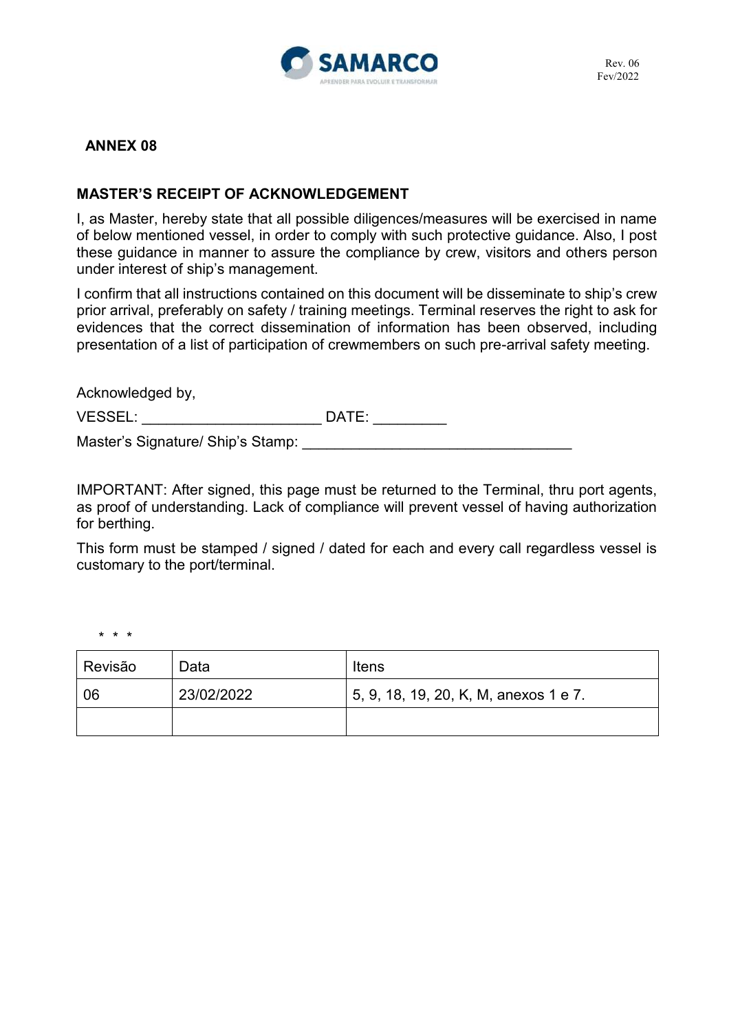## ANNEX 08

### MASTER'S RECEIPT OF ACKNOWLEDGEMENT

I, as Master, hereby state that all possible diligences/measures will be exercised in name of below mentioned vessel, in order to comply with such protective guidance. Also, I post these guidance in manner to assure the compliance by crew, visitors and others person under interest of ship's management.

I confirm that all instructions contained on this document will be disseminate to ship's crew prior arrival, preferably on safety / training meetings. Terminal reserves the right to ask for evidences that the correct dissemination of information has been observed, including presentation of a list of participation of crewmembers on such pre-arrival safety meeting.

Acknowledged by,

VESSEL: ______________________ DATE: _________

Master's Signature/ Ship's Stamp: _________________________________

IMPORTANT: After signed, this page must be returned to the Terminal, thru port agents, as proof of understanding. Lack of compliance will prevent vessel of having authorization for berthing.

This form must be stamped / signed / dated for each and every call regardless vessel is customary to the port/terminal.

\* \* \*

| Revisão | Data | Itens |
|---|---|---|
| 06 | 23/02/2022 | 5, 9, 18, 19, 20, K, M, anexos 1 e 7. |
| | | |